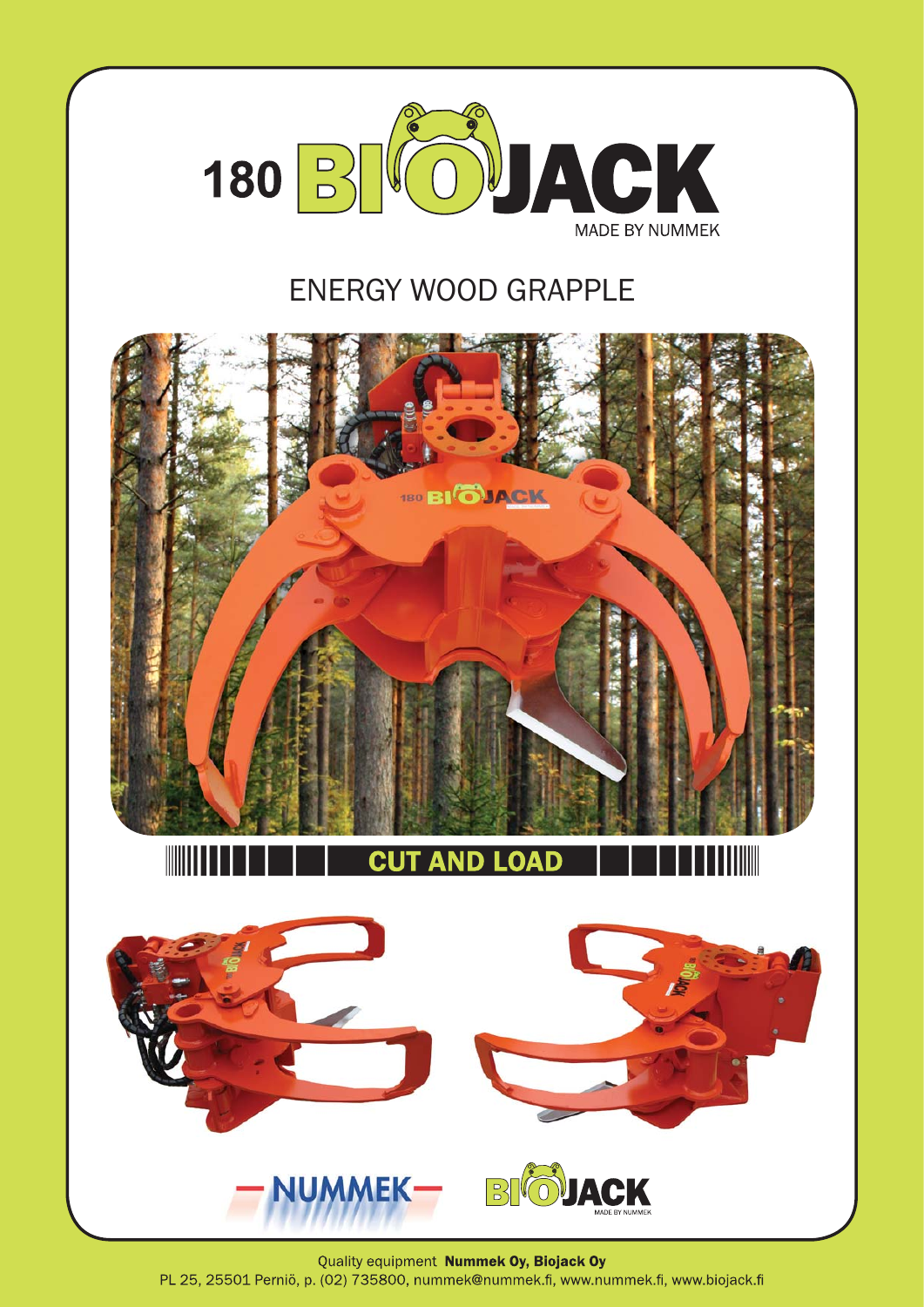# 180 BIOJACK

MADE BY NUMMEK

## ENERGY WOOD GRAPPLE

**CUT AND LOAD**

NUMMEK

BIOJACK MADE BY NUMMEK

Quality equipment **Nummek Oy, Biojack Oy**

PL 25, 25501 Perniö, p. (02) 735800, nummek@nummek.fi, www.nummek.fi, www.biojack.fi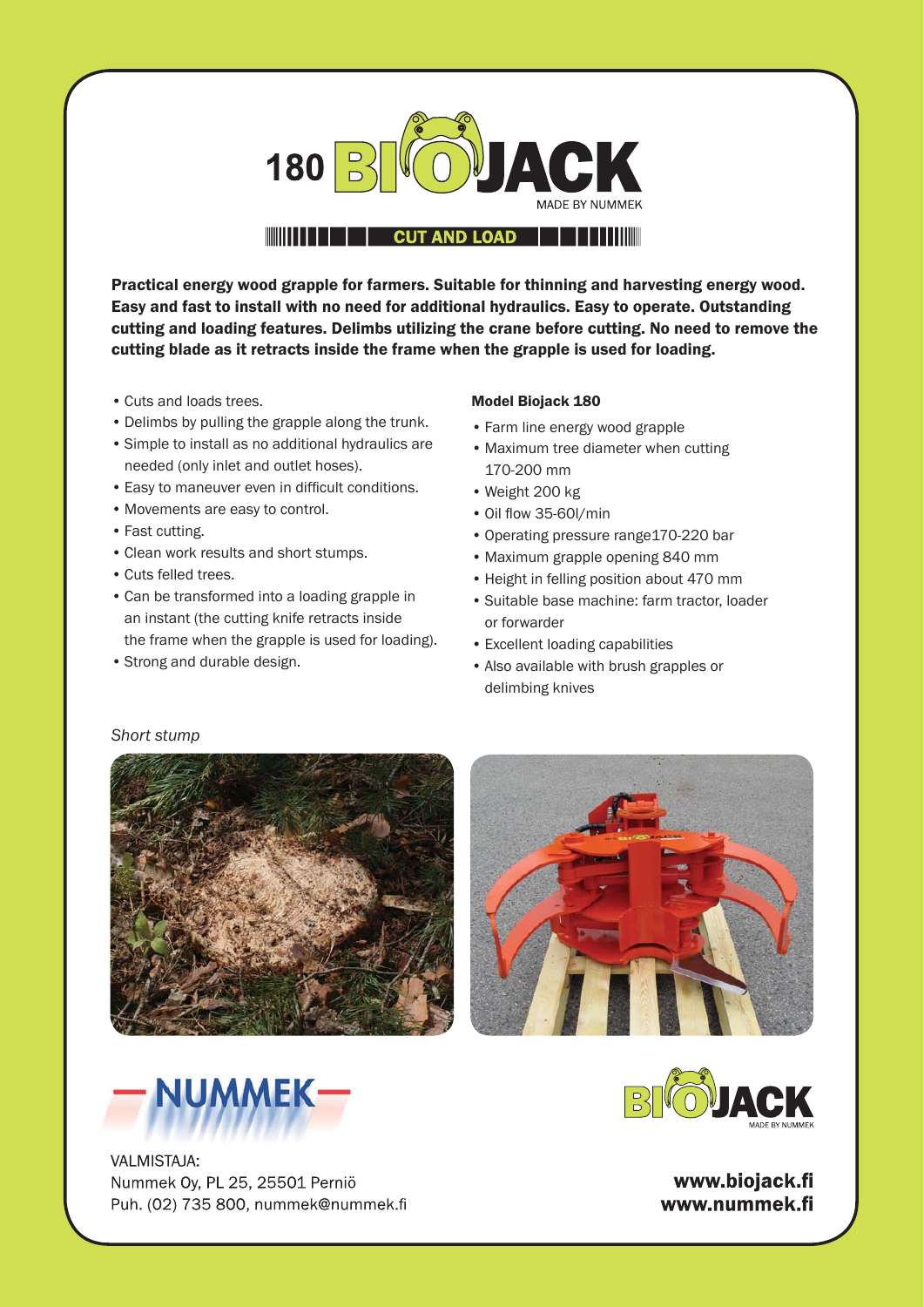# 180 BIOJACK

MADE BY NUMMEK

CUT AND LOAD

**Practical energy wood grapple for farmers. Suitable for thinning and harvesting energy wood. Easy and fast to install with no need for additional hydraulics. Easy to operate. Outstanding cutting and loading features. Delimbs utilizing the crane before cutting. No need to remove the cutting blade as it retracts inside the frame when the grapple is used for loading.**

- Cuts and loads trees.
- Delimbs by pulling the grapple along the trunk.
- Simple to install as no additional hydraulics are needed (only inlet and outlet hoses).
- Easy to maneuver even in difficult conditions.
- Movements are easy to control.
- Fast cutting.
- Clean work results and short stumps.
- Cuts felled trees.
- Can be transformed into a loading grapple in an instant (the cutting knife retracts inside the frame when the grapple is used for loading).
- Strong and durable design.

**Model Biojack 180**

- Farm line energy wood grapple
- Maximum tree diameter when cutting 170-200 mm
- Weight 200 kg
- Oil flow 35-60l/min
- Operating pressure range170-220 bar
- Maximum grapple opening 840 mm
- Height in felling position about 470 mm
- Suitable base machine: farm tractor, loader or forwarder
- Excellent loading capabilities
- Also available with brush grapples or delimbing knives

*Short stump*

NUMMEK

BIOJACK MADE BY NUMMEK

VALMISTAJA:
Nummek Oy, PL 25, 25501 Perniö
Puh. (02) 735 800, nummek@nummek.fi

**www.biojack.fi**
**www.nummek.fi**